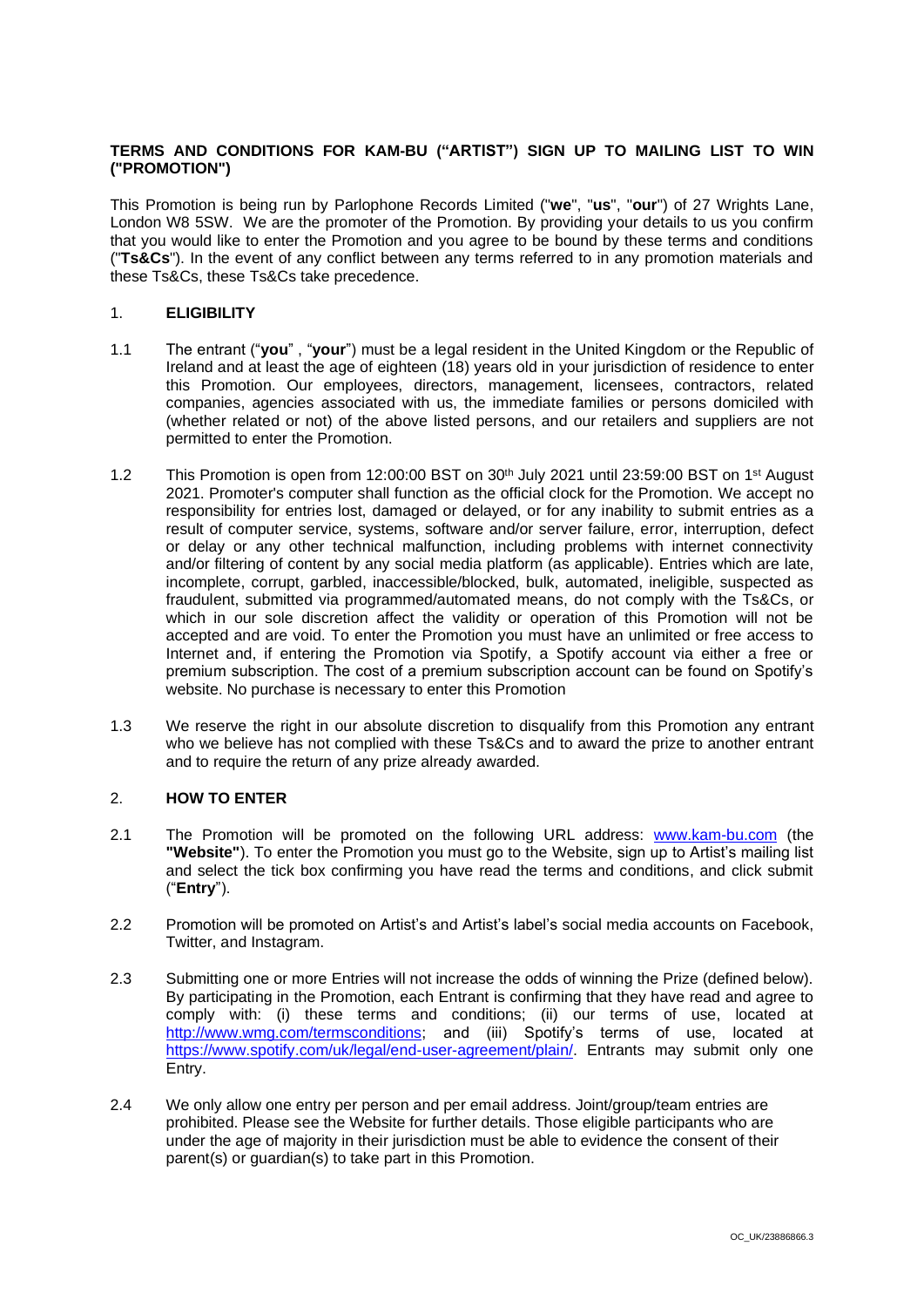**TERMS AND CONDITIONS FOR KAM-BU ("ARTIST") SIGN UP TO MAILING LIST TO WIN ("PROMOTION")**

This Promotion is being run by Parlophone Records Limited ("**we**", "**us**", "**our**") of 27 Wrights Lane, London W8 5SW. We are the promoter of the Promotion. By providing your details to us you confirm that you would like to enter the Promotion and you agree to be bound by these terms and conditions ("**Ts&Cs**"). In the event of any conflict between any terms referred to in any promotion materials and these Ts&Cs, these Ts&Cs take precedence.

1. **ELIGIBILITY**

1.1 The entrant ("**you**" , "**your**") must be a legal resident in the United Kingdom or the Republic of Ireland and at least the age of eighteen (18) years old in your jurisdiction of residence to enter this Promotion. Our employees, directors, management, licensees, contractors, related companies, agencies associated with us, the immediate families or persons domiciled with (whether related or not) of the above listed persons, and our retailers and suppliers are not permitted to enter the Promotion.

1.2 This Promotion is open from 12:00:00 BST on 30th July 2021 until 23:59:00 BST on 1st August 2021. Promoter's computer shall function as the official clock for the Promotion. We accept no responsibility for entries lost, damaged or delayed, or for any inability to submit entries as a result of computer service, systems, software and/or server failure, error, interruption, defect or delay or any other technical malfunction, including problems with internet connectivity and/or filtering of content by any social media platform (as applicable). Entries which are late, incomplete, corrupt, garbled, inaccessible/blocked, bulk, automated, ineligible, suspected as fraudulent, submitted via programmed/automated means, do not comply with the Ts&Cs, or which in our sole discretion affect the validity or operation of this Promotion will not be accepted and are void. To enter the Promotion you must have an unlimited or free access to Internet and, if entering the Promotion via Spotify, a Spotify account via either a free or premium subscription. The cost of a premium subscription account can be found on Spotify's website. No purchase is necessary to enter this Promotion

1.3 We reserve the right in our absolute discretion to disqualify from this Promotion any entrant who we believe has not complied with these Ts&Cs and to award the prize to another entrant and to require the return of any prize already awarded.

2. **HOW TO ENTER**

2.1 The Promotion will be promoted on the following URL address: www.kam-bu.com (the **"Website"**). To enter the Promotion you must go to the Website, sign up to Artist's mailing list and select the tick box confirming you have read the terms and conditions, and click submit ("**Entry**").

2.2 Promotion will be promoted on Artist's and Artist's label's social media accounts on Facebook, Twitter, and Instagram.

2.3 Submitting one or more Entries will not increase the odds of winning the Prize (defined below). By participating in the Promotion, each Entrant is confirming that they have read and agree to comply with: (i) these terms and conditions; (ii) our terms of use, located at http://www.wmg.com/termsconditions; and (iii) Spotify's terms of use, located at https://www.spotify.com/uk/legal/end-user-agreement/plain/. Entrants may submit only one Entry.

2.4 We only allow one entry per person and per email address. Joint/group/team entries are prohibited. Please see the Website for further details. Those eligible participants who are under the age of majority in their jurisdiction must be able to evidence the consent of their parent(s) or guardian(s) to take part in this Promotion.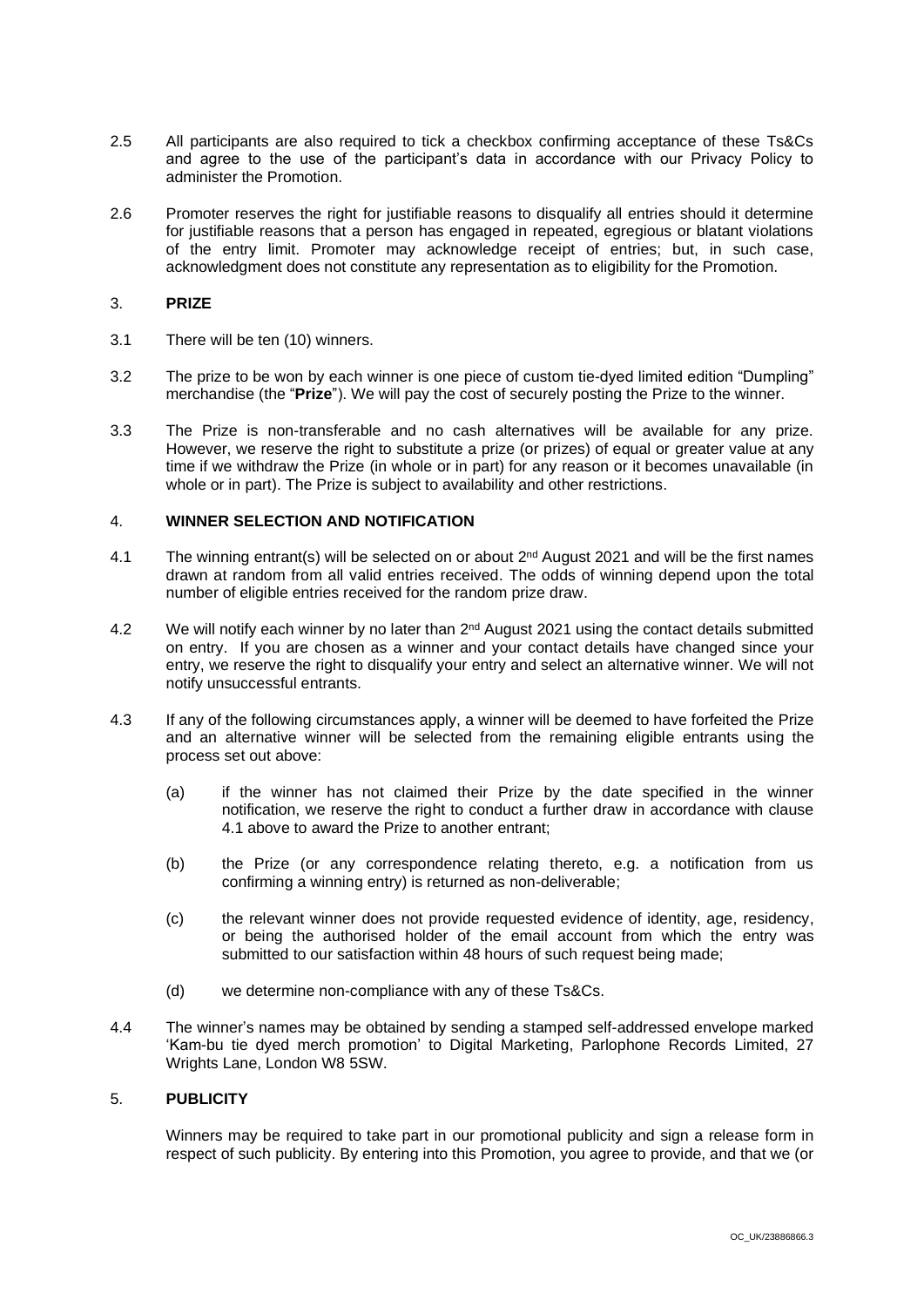2.5 All participants are also required to tick a checkbox confirming acceptance of these Ts&Cs and agree to the use of the participant's data in accordance with our Privacy Policy to administer the Promotion.

2.6 Promoter reserves the right for justifiable reasons to disqualify all entries should it determine for justifiable reasons that a person has engaged in repeated, egregious or blatant violations of the entry limit. Promoter may acknowledge receipt of entries; but, in such case, acknowledgment does not constitute any representation as to eligibility for the Promotion.

## 3. PRIZE

3.1 There will be ten (10) winners.

3.2 The prize to be won by each winner is one piece of custom tie-dyed limited edition "Dumpling" merchandise (the "**Prize**"). We will pay the cost of securely posting the Prize to the winner.

3.3 The Prize is non-transferable and no cash alternatives will be available for any prize. However, we reserve the right to substitute a prize (or prizes) of equal or greater value at any time if we withdraw the Prize (in whole or in part) for any reason or it becomes unavailable (in whole or in part). The Prize is subject to availability and other restrictions.

## 4. WINNER SELECTION AND NOTIFICATION

4.1 The winning entrant(s) will be selected on or about 2nd August 2021 and will be the first names drawn at random from all valid entries received. The odds of winning depend upon the total number of eligible entries received for the random prize draw.

4.2 We will notify each winner by no later than 2nd August 2021 using the contact details submitted on entry. If you are chosen as a winner and your contact details have changed since your entry, we reserve the right to disqualify your entry and select an alternative winner. We will not notify unsuccessful entrants.

4.3 If any of the following circumstances apply, a winner will be deemed to have forfeited the Prize and an alternative winner will be selected from the remaining eligible entrants using the process set out above:

(a) if the winner has not claimed their Prize by the date specified in the winner notification, we reserve the right to conduct a further draw in accordance with clause 4.1 above to award the Prize to another entrant;

(b) the Prize (or any correspondence relating thereto, e.g. a notification from us confirming a winning entry) is returned as non-deliverable;

(c) the relevant winner does not provide requested evidence of identity, age, residency, or being the authorised holder of the email account from which the entry was submitted to our satisfaction within 48 hours of such request being made;

(d) we determine non-compliance with any of these Ts&Cs.

4.4 The winner's names may be obtained by sending a stamped self-addressed envelope marked 'Kam-bu tie dyed merch promotion' to Digital Marketing, Parlophone Records Limited, 27 Wrights Lane, London W8 5SW.

## 5. PUBLICITY

Winners may be required to take part in our promotional publicity and sign a release form in respect of such publicity. By entering into this Promotion, you agree to provide, and that we (or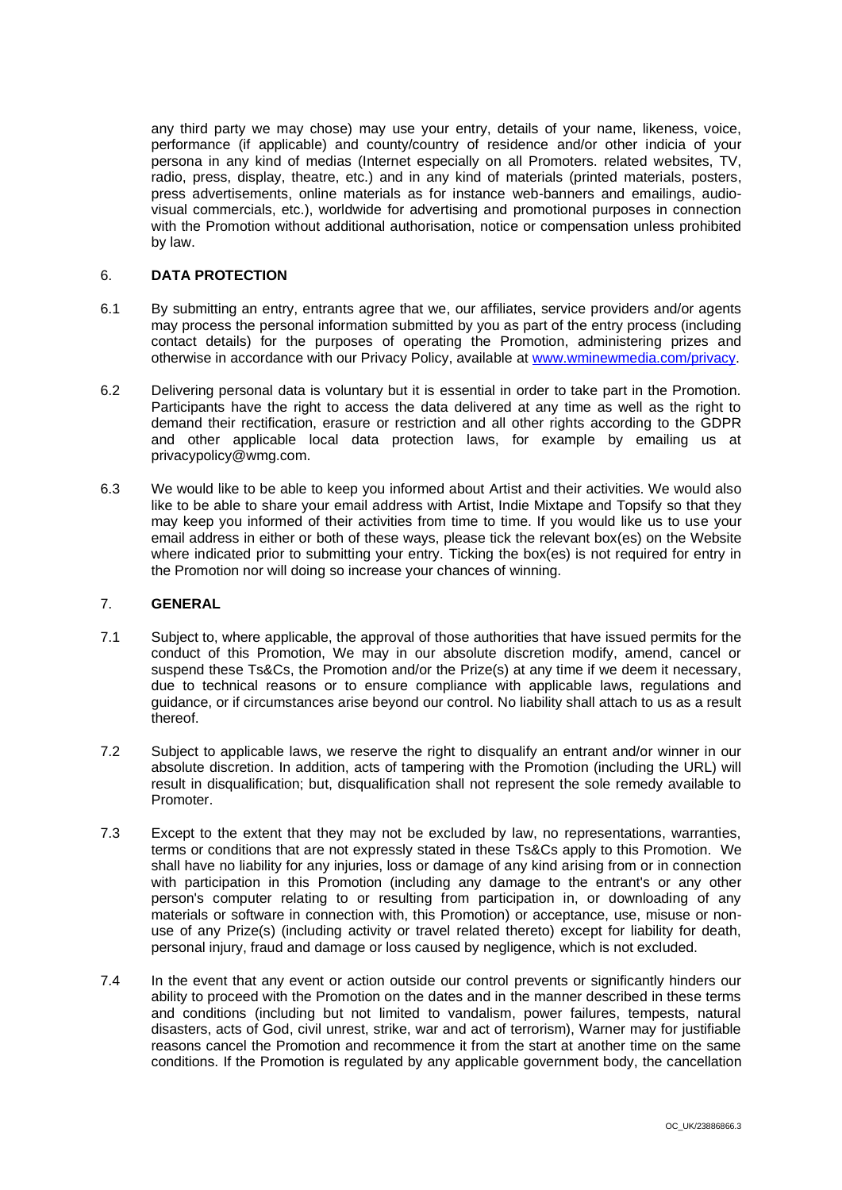any third party we may chose) may use your entry, details of your name, likeness, voice, performance (if applicable) and county/country of residence and/or other indicia of your persona in any kind of medias (Internet especially on all Promoters. related websites, TV, radio, press, display, theatre, etc.) and in any kind of materials (printed materials, posters, press advertisements, online materials as for instance web-banners and emailings, audio-visual commercials, etc.), worldwide for advertising and promotional purposes in connection with the Promotion without additional authorisation, notice or compensation unless prohibited by law.

## 6. DATA PROTECTION

6.1 By submitting an entry, entrants agree that we, our affiliates, service providers and/or agents may process the personal information submitted by you as part of the entry process (including contact details) for the purposes of operating the Promotion, administering prizes and otherwise in accordance with our Privacy Policy, available at [www.wminewmedia.com/privacy](www.wminewmedia.com/privacy).

6.2 Delivering personal data is voluntary but it is essential in order to take part in the Promotion. Participants have the right to access the data delivered at any time as well as the right to demand their rectification, erasure or restriction and all other rights according to the GDPR and other applicable local data protection laws, for example by emailing us at privacypolicy@wmg.com.

6.3 We would like to be able to keep you informed about Artist and their activities. We would also like to be able to share your email address with Artist, Indie Mixtape and Topsify so that they may keep you informed of their activities from time to time. If you would like us to use your email address in either or both of these ways, please tick the relevant box(es) on the Website where indicated prior to submitting your entry. Ticking the box(es) is not required for entry in the Promotion nor will doing so increase your chances of winning.

## 7. GENERAL

7.1 Subject to, where applicable, the approval of those authorities that have issued permits for the conduct of this Promotion, We may in our absolute discretion modify, amend, cancel or suspend these Ts&Cs, the Promotion and/or the Prize(s) at any time if we deem it necessary, due to technical reasons or to ensure compliance with applicable laws, regulations and guidance, or if circumstances arise beyond our control. No liability shall attach to us as a result thereof.

7.2 Subject to applicable laws, we reserve the right to disqualify an entrant and/or winner in our absolute discretion. In addition, acts of tampering with the Promotion (including the URL) will result in disqualification; but, disqualification shall not represent the sole remedy available to Promoter.

7.3 Except to the extent that they may not be excluded by law, no representations, warranties, terms or conditions that are not expressly stated in these Ts&Cs apply to this Promotion. We shall have no liability for any injuries, loss or damage of any kind arising from or in connection with participation in this Promotion (including any damage to the entrant's or any other person's computer relating to or resulting from participation in, or downloading of any materials or software in connection with, this Promotion) or acceptance, use, misuse or non-use of any Prize(s) (including activity or travel related thereto) except for liability for death, personal injury, fraud and damage or loss caused by negligence, which is not excluded.

7.4 In the event that any event or action outside our control prevents or significantly hinders our ability to proceed with the Promotion on the dates and in the manner described in these terms and conditions (including but not limited to vandalism, power failures, tempests, natural disasters, acts of God, civil unrest, strike, war and act of terrorism), Warner may for justifiable reasons cancel the Promotion and recommence it from the start at another time on the same conditions. If the Promotion is regulated by any applicable government body, the cancellation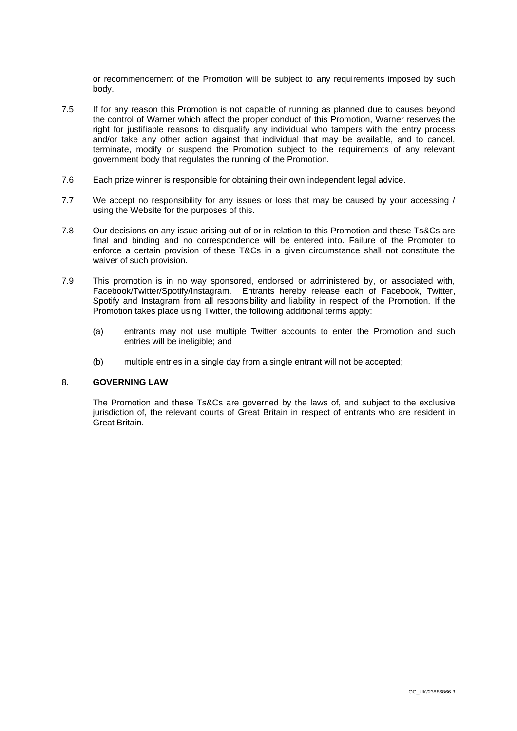or recommencement of the Promotion will be subject to any requirements imposed by such body.

7.5 If for any reason this Promotion is not capable of running as planned due to causes beyond the control of Warner which affect the proper conduct of this Promotion, Warner reserves the right for justifiable reasons to disqualify any individual who tampers with the entry process and/or take any other action against that individual that may be available, and to cancel, terminate, modify or suspend the Promotion subject to the requirements of any relevant government body that regulates the running of the Promotion.

7.6 Each prize winner is responsible for obtaining their own independent legal advice.

7.7 We accept no responsibility for any issues or loss that may be caused by your accessing / using the Website for the purposes of this.

7.8 Our decisions on any issue arising out of or in relation to this Promotion and these Ts&Cs are final and binding and no correspondence will be entered into. Failure of the Promoter to enforce a certain provision of these T&Cs in a given circumstance shall not constitute the waiver of such provision.

7.9 This promotion is in no way sponsored, endorsed or administered by, or associated with, Facebook/Twitter/Spotify/Instagram. Entrants hereby release each of Facebook, Twitter, Spotify and Instagram from all responsibility and liability in respect of the Promotion. If the Promotion takes place using Twitter, the following additional terms apply:

(a) entrants may not use multiple Twitter accounts to enter the Promotion and such entries will be ineligible; and

(b) multiple entries in a single day from a single entrant will not be accepted;

## 8. GOVERNING LAW

The Promotion and these Ts&Cs are governed by the laws of, and subject to the exclusive jurisdiction of, the relevant courts of Great Britain in respect of entrants who are resident in Great Britain.

OC_UK/23886866.3